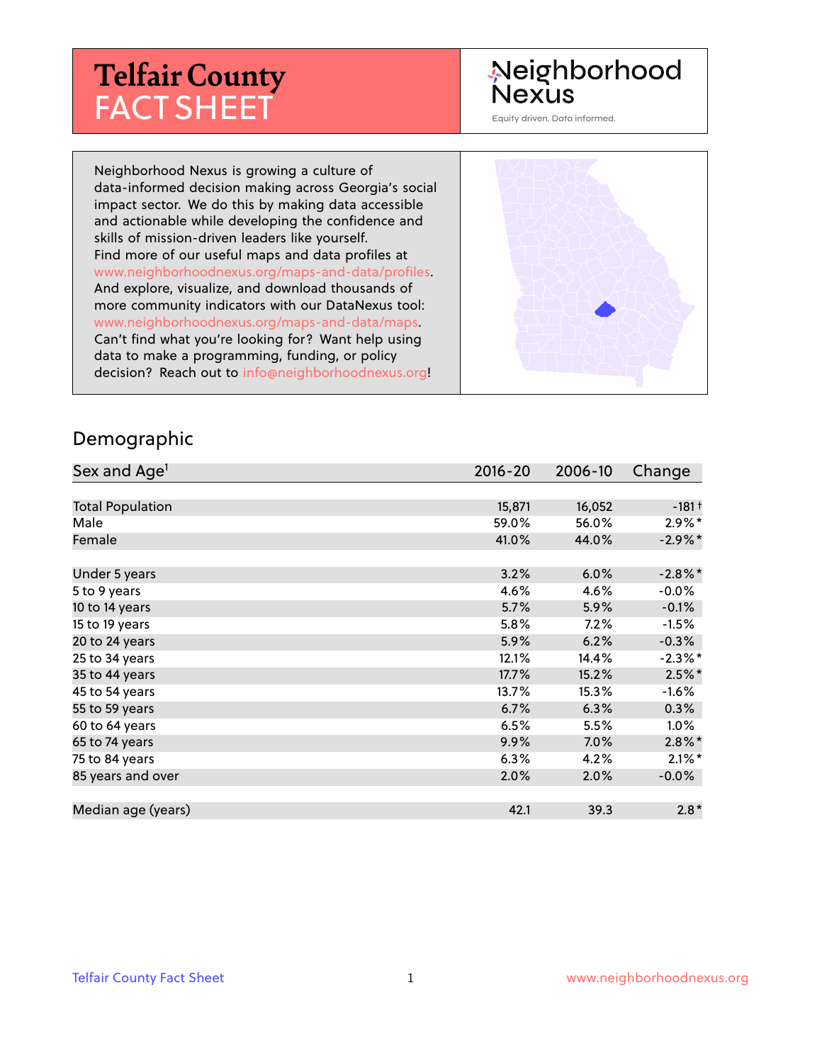# Telfair County FACT SHEET

Neighborhood Nexus

Equity driven. Data informed.

Neighborhood Nexus is growing a culture of data-informed decision making across Georgia's social impact sector. We do this by making data accessible and actionable while developing the confidence and skills of mission-driven leaders like yourself. Find more of our useful maps and data profiles at www.neighborhoodnexus.org/maps-and-data/profiles. And explore, visualize, and download thousands of more community indicators with our DataNexus tool: www.neighborhoodnexus.org/maps-and-data/maps. Can't find what you're looking for? Want help using data to make a programming, funding, or policy decision? Reach out to info@neighborhoodnexus.org!

## Demographic

| Sex and Age[1] | 2016-20 | 2006-10 | Change |
|---|---|---|---|
| Total Population | 15,871 | 16,052 | -181 † |
| Male | 59.0% | 56.0% | 2.9%* |
| Female | 41.0% | 44.0% | -2.9%* |
| Under 5 years | 3.2% | 6.0% | -2.8%* |
| 5 to 9 years | 4.6% | 4.6% | -0.0% |
| 10 to 14 years | 5.7% | 5.9% | -0.1% |
| 15 to 19 years | 5.8% | 7.2% | -1.5% |
| 20 to 24 years | 5.9% | 6.2% | -0.3% |
| 25 to 34 years | 12.1% | 14.4% | -2.3%* |
| 35 to 44 years | 17.7% | 15.2% | 2.5%* |
| 45 to 54 years | 13.7% | 15.3% | -1.6% |
| 55 to 59 years | 6.7% | 6.3% | 0.3% |
| 60 to 64 years | 6.5% | 5.5% | 1.0% |
| 65 to 74 years | 9.9% | 7.0% | 2.8%* |
| 75 to 84 years | 6.3% | 4.2% | 2.1%* |
| 85 years and over | 2.0% | 2.0% | -0.0% |
| Median age (years) | 42.1 | 39.3 | 2.8* |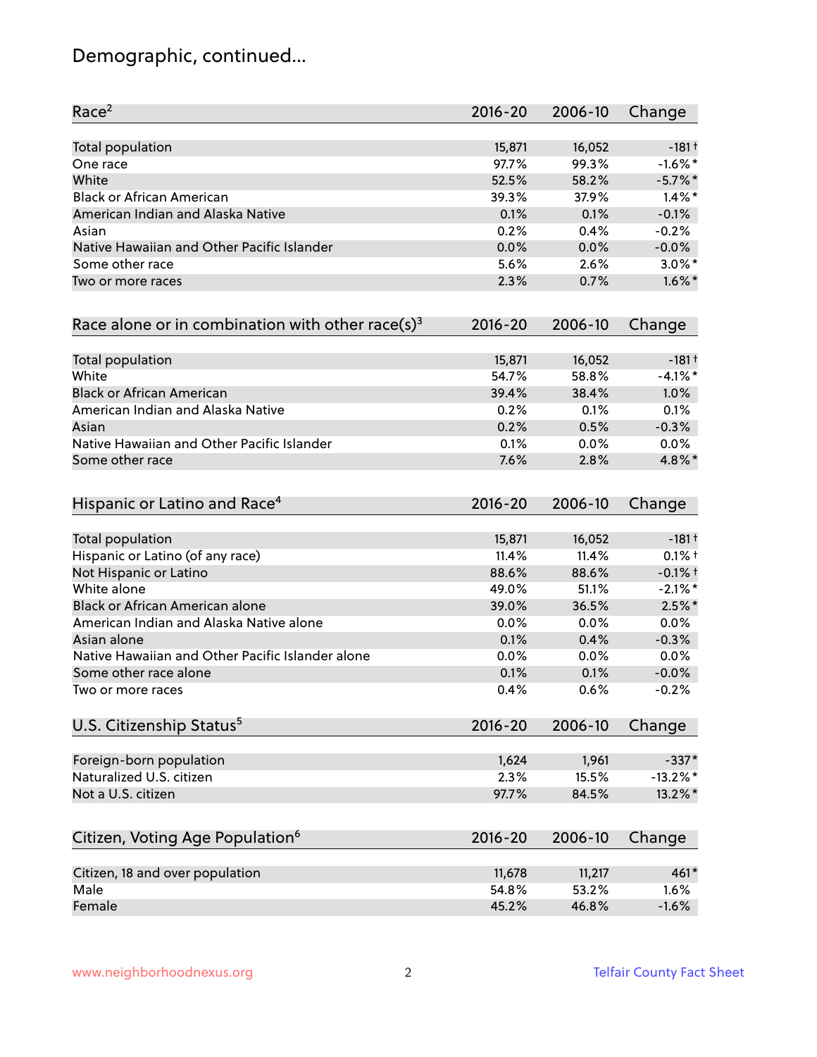## Demographic, continued...

| Race[2] | 2016-20 | 2006-10 | Change |
|---|---|---|---|
| Total population | 15,871 | 16,052 | -181† |
| One race | 97.7% | 99.3% | -1.6%* |
| White | 52.5% | 58.2% | -5.7%* |
| Black or African American | 39.3% | 37.9% | 1.4%* |
| American Indian and Alaska Native | 0.1% | 0.1% | -0.1% |
| Asian | 0.2% | 0.4% | -0.2% |
| Native Hawaiian and Other Pacific Islander | 0.0% | 0.0% | -0.0% |
| Some other race | 5.6% | 2.6% | 3.0%* |
| Two or more races | 2.3% | 0.7% | 1.6%* |

| Race alone or in combination with other race(s)[3] | 2016-20 | 2006-10 | Change |
|---|---|---|---|
| Total population | 15,871 | 16,052 | -181† |
| White | 54.7% | 58.8% | -4.1%* |
| Black or African American | 39.4% | 38.4% | 1.0% |
| American Indian and Alaska Native | 0.2% | 0.1% | 0.1% |
| Asian | 0.2% | 0.5% | -0.3% |
| Native Hawaiian and Other Pacific Islander | 0.1% | 0.0% | 0.0% |
| Some other race | 7.6% | 2.8% | 4.8%* |

| Hispanic or Latino and Race[4] | 2016-20 | 2006-10 | Change |
|---|---|---|---|
| Total population | 15,871 | 16,052 | -181† |
| Hispanic or Latino (of any race) | 11.4% | 11.4% | 0.1%† |
| Not Hispanic or Latino | 88.6% | 88.6% | -0.1%† |
| White alone | 49.0% | 51.1% | -2.1%* |
| Black or African American alone | 39.0% | 36.5% | 2.5%* |
| American Indian and Alaska Native alone | 0.0% | 0.0% | 0.0% |
| Asian alone | 0.1% | 0.4% | -0.3% |
| Native Hawaiian and Other Pacific Islander alone | 0.0% | 0.0% | 0.0% |
| Some other race alone | 0.1% | 0.1% | -0.0% |
| Two or more races | 0.4% | 0.6% | -0.2% |

| U.S. Citizenship Status[5] | 2016-20 | 2006-10 | Change |
|---|---|---|---|
| Foreign-born population | 1,624 | 1,961 | -337* |
| Naturalized U.S. citizen | 2.3% | 15.5% | -13.2%* |
| Not a U.S. citizen | 97.7% | 84.5% | 13.2%* |

| Citizen, Voting Age Population[6] | 2016-20 | 2006-10 | Change |
|---|---|---|---|
| Citizen, 18 and over population | 11,678 | 11,217 | 461* |
| Male | 54.8% | 53.2% | 1.6% |
| Female | 45.2% | 46.8% | -1.6% |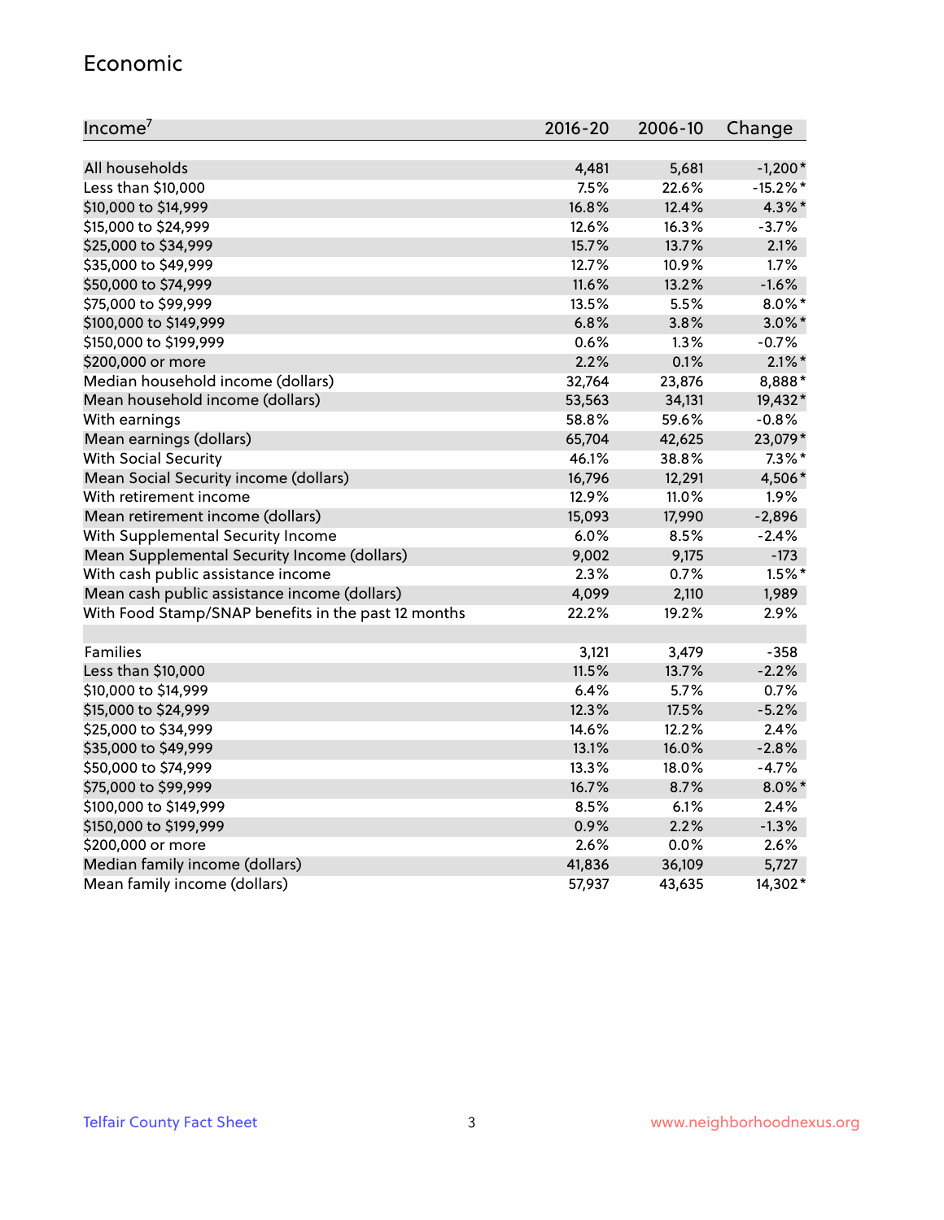## Economic

| Income[7] | 2016-20 | 2006-10 | Change |
|---|---|---|---|
| All households | 4,481 | 5,681 | -1,200* |
| Less than $10,000 | 7.5% | 22.6% | -15.2%* |
| $10,000 to $14,999 | 16.8% | 12.4% | 4.3%* |
| $15,000 to $24,999 | 12.6% | 16.3% | -3.7% |
| $25,000 to $34,999 | 15.7% | 13.7% | 2.1% |
| $35,000 to $49,999 | 12.7% | 10.9% | 1.7% |
| $50,000 to $74,999 | 11.6% | 13.2% | -1.6% |
| $75,000 to $99,999 | 13.5% | 5.5% | 8.0%* |
| $100,000 to $149,999 | 6.8% | 3.8% | 3.0%* |
| $150,000 to $199,999 | 0.6% | 1.3% | -0.7% |
| $200,000 or more | 2.2% | 0.1% | 2.1%* |
| Median household income (dollars) | 32,764 | 23,876 | 8,888* |
| Mean household income (dollars) | 53,563 | 34,131 | 19,432* |
| With earnings | 58.8% | 59.6% | -0.8% |
| Mean earnings (dollars) | 65,704 | 42,625 | 23,079* |
| With Social Security | 46.1% | 38.8% | 7.3%* |
| Mean Social Security income (dollars) | 16,796 | 12,291 | 4,506* |
| With retirement income | 12.9% | 11.0% | 1.9% |
| Mean retirement income (dollars) | 15,093 | 17,990 | -2,896 |
| With Supplemental Security Income | 6.0% | 8.5% | -2.4% |
| Mean Supplemental Security Income (dollars) | 9,002 | 9,175 | -173 |
| With cash public assistance income | 2.3% | 0.7% | 1.5%* |
| Mean cash public assistance income (dollars) | 4,099 | 2,110 | 1,989 |
| With Food Stamp/SNAP benefits in the past 12 months | 22.2% | 19.2% | 2.9% |
| | | | |
| Families | 3,121 | 3,479 | -358 |
| Less than $10,000 | 11.5% | 13.7% | -2.2% |
| $10,000 to $14,999 | 6.4% | 5.7% | 0.7% |
| $15,000 to $24,999 | 12.3% | 17.5% | -5.2% |
| $25,000 to $34,999 | 14.6% | 12.2% | 2.4% |
| $35,000 to $49,999 | 13.1% | 16.0% | -2.8% |
| $50,000 to $74,999 | 13.3% | 18.0% | -4.7% |
| $75,000 to $99,999 | 16.7% | 8.7% | 8.0%* |
| $100,000 to $149,999 | 8.5% | 6.1% | 2.4% |
| $150,000 to $199,999 | 0.9% | 2.2% | -1.3% |
| $200,000 or more | 2.6% | 0.0% | 2.6% |
| Median family income (dollars) | 41,836 | 36,109 | 5,727 |
| Mean family income (dollars) | 57,937 | 43,635 | 14,302* |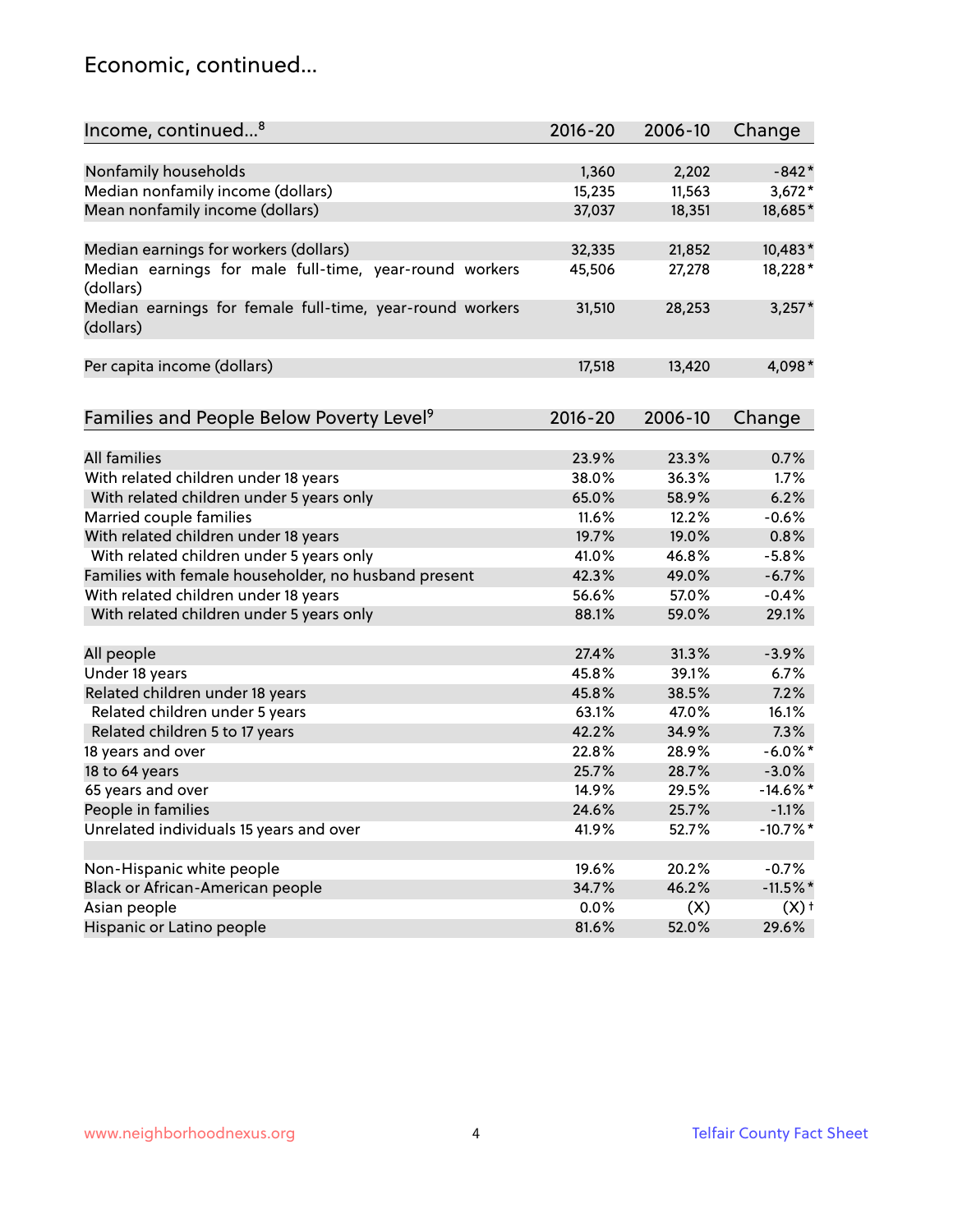# Economic, continued...

| Income, continued...[8] | 2016-20 | 2006-10 | Change |
|---|---|---|---|
| Nonfamily households | 1,360 | 2,202 | -842* |
| Median nonfamily income (dollars) | 15,235 | 11,563 | 3,672* |
| Mean nonfamily income (dollars) | 37,037 | 18,351 | 18,685* |
| Median earnings for workers (dollars) | 32,335 | 21,852 | 10,483* |
| Median earnings for male full-time, year-round workers (dollars) | 45,506 | 27,278 | 18,228* |
| Median earnings for female full-time, year-round workers (dollars) | 31,510 | 28,253 | 3,257* |
| Per capita income (dollars) | 17,518 | 13,420 | 4,098* |

| Families and People Below Poverty Level[9] | 2016-20 | 2006-10 | Change |
|---|---|---|---|
| All families | 23.9% | 23.3% | 0.7% |
| With related children under 18 years | 38.0% | 36.3% | 1.7% |
| With related children under 5 years only | 65.0% | 58.9% | 6.2% |
| Married couple families | 11.6% | 12.2% | -0.6% |
| With related children under 18 years | 19.7% | 19.0% | 0.8% |
| With related children under 5 years only | 41.0% | 46.8% | -5.8% |
| Families with female householder, no husband present | 42.3% | 49.0% | -6.7% |
| With related children under 18 years | 56.6% | 57.0% | -0.4% |
| With related children under 5 years only | 88.1% | 59.0% | 29.1% |
| All people | 27.4% | 31.3% | -3.9% |
| Under 18 years | 45.8% | 39.1% | 6.7% |
| Related children under 18 years | 45.8% | 38.5% | 7.2% |
| Related children under 5 years | 63.1% | 47.0% | 16.1% |
| Related children 5 to 17 years | 42.2% | 34.9% | 7.3% |
| 18 years and over | 22.8% | 28.9% | -6.0%* |
| 18 to 64 years | 25.7% | 28.7% | -3.0% |
| 65 years and over | 14.9% | 29.5% | -14.6%* |
| People in families | 24.6% | 25.7% | -1.1% |
| Unrelated individuals 15 years and over | 41.9% | 52.7% | -10.7%* |
| Non-Hispanic white people | 19.6% | 20.2% | -0.7% |
| Black or African-American people | 34.7% | 46.2% | -11.5%* |
| Asian people | 0.0% | (X) | (X)† |
| Hispanic or Latino people | 81.6% | 52.0% | 29.6% |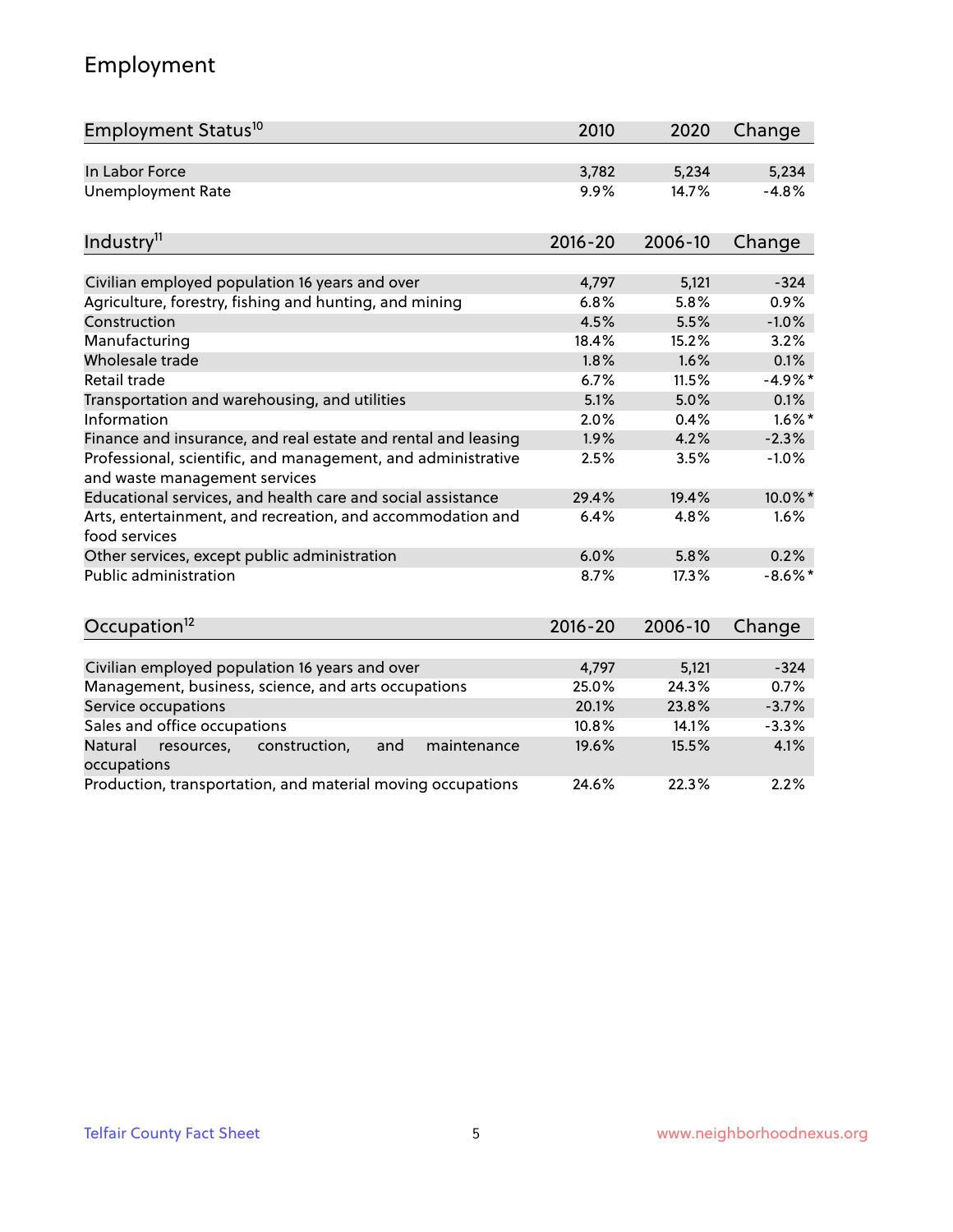## Employment

| Employment Status[10] | 2010 | 2020 | Change |
|---|---|---|---|
| In Labor Force | 3,782 | 5,234 | 5,234 |
| Unemployment Rate | 9.9% | 14.7% | -4.8% |

| Industry[11] | 2016-20 | 2006-10 | Change |
|---|---|---|---|
| Civilian employed population 16 years and over | 4,797 | 5,121 | -324 |
| Agriculture, forestry, fishing and hunting, and mining | 6.8% | 5.8% | 0.9% |
| Construction | 4.5% | 5.5% | -1.0% |
| Manufacturing | 18.4% | 15.2% | 3.2% |
| Wholesale trade | 1.8% | 1.6% | 0.1% |
| Retail trade | 6.7% | 11.5% | -4.9%* |
| Transportation and warehousing, and utilities | 5.1% | 5.0% | 0.1% |
| Information | 2.0% | 0.4% | 1.6%* |
| Finance and insurance, and real estate and rental and leasing | 1.9% | 4.2% | -2.3% |
| Professional, scientific, and management, and administrative and waste management services | 2.5% | 3.5% | -1.0% |
| Educational services, and health care and social assistance | 29.4% | 19.4% | 10.0%* |
| Arts, entertainment, and recreation, and accommodation and food services | 6.4% | 4.8% | 1.6% |
| Other services, except public administration | 6.0% | 5.8% | 0.2% |
| Public administration | 8.7% | 17.3% | -8.6%* |

| Occupation[12] | 2016-20 | 2006-10 | Change |
|---|---|---|---|
| Civilian employed population 16 years and over | 4,797 | 5,121 | -324 |
| Management, business, science, and arts occupations | 25.0% | 24.3% | 0.7% |
| Service occupations | 20.1% | 23.8% | -3.7% |
| Sales and office occupations | 10.8% | 14.1% | -3.3% |
| Natural resources, construction, and maintenance occupations | 19.6% | 15.5% | 4.1% |
| Production, transportation, and material moving occupations | 24.6% | 22.3% | 2.2% |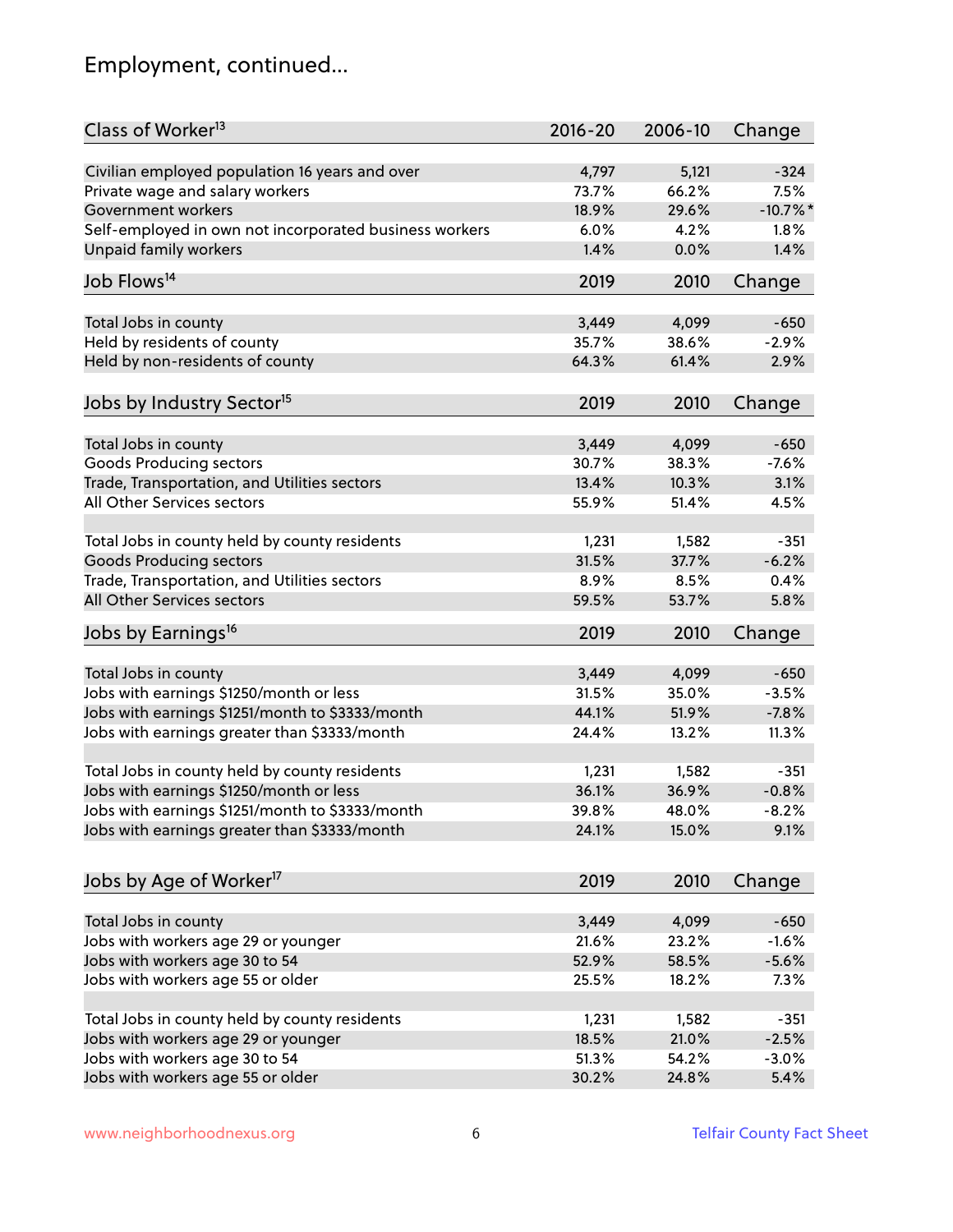## Employment, continued...

| Class of Worker[13] | 2016-20 | 2006-10 | Change |
|---|---|---|---|
| Civilian employed population 16 years and over | 4,797 | 5,121 | -324 |
| Private wage and salary workers | 73.7% | 66.2% | 7.5% |
| Government workers | 18.9% | 29.6% | -10.7%* |
| Self-employed in own not incorporated business workers | 6.0% | 4.2% | 1.8% |
| Unpaid family workers | 1.4% | 0.0% | 1.4% |

| Job Flows[14] | 2019 | 2010 | Change |
|---|---|---|---|
| Total Jobs in county | 3,449 | 4,099 | -650 |
| Held by residents of county | 35.7% | 38.6% | -2.9% |
| Held by non-residents of county | 64.3% | 61.4% | 2.9% |

| Jobs by Industry Sector[15] | 2019 | 2010 | Change |
|---|---|---|---|
| Total Jobs in county | 3,449 | 4,099 | -650 |
| Goods Producing sectors | 30.7% | 38.3% | -7.6% |
| Trade, Transportation, and Utilities sectors | 13.4% | 10.3% | 3.1% |
| All Other Services sectors | 55.9% | 51.4% | 4.5% |
| | | | |
| Total Jobs in county held by county residents | 1,231 | 1,582 | -351 |
| Goods Producing sectors | 31.5% | 37.7% | -6.2% |
| Trade, Transportation, and Utilities sectors | 8.9% | 8.5% | 0.4% |
| All Other Services sectors | 59.5% | 53.7% | 5.8% |

| Jobs by Earnings[16] | 2019 | 2010 | Change |
|---|---|---|---|
| Total Jobs in county | 3,449 | 4,099 | -650 |
| Jobs with earnings $1250/month or less | 31.5% | 35.0% | -3.5% |
| Jobs with earnings $1251/month to $3333/month | 44.1% | 51.9% | -7.8% |
| Jobs with earnings greater than $3333/month | 24.4% | 13.2% | 11.3% |
| | | | |
| Total Jobs in county held by county residents | 1,231 | 1,582 | -351 |
| Jobs with earnings $1250/month or less | 36.1% | 36.9% | -0.8% |
| Jobs with earnings $1251/month to $3333/month | 39.8% | 48.0% | -8.2% |
| Jobs with earnings greater than $3333/month | 24.1% | 15.0% | 9.1% |

| Jobs by Age of Worker[17] | 2019 | 2010 | Change |
|---|---|---|---|
| Total Jobs in county | 3,449 | 4,099 | -650 |
| Jobs with workers age 29 or younger | 21.6% | 23.2% | -1.6% |
| Jobs with workers age 30 to 54 | 52.9% | 58.5% | -5.6% |
| Jobs with workers age 55 or older | 25.5% | 18.2% | 7.3% |
| | | | |
| Total Jobs in county held by county residents | 1,231 | 1,582 | -351 |
| Jobs with workers age 29 or younger | 18.5% | 21.0% | -2.5% |
| Jobs with workers age 30 to 54 | 51.3% | 54.2% | -3.0% |
| Jobs with workers age 55 or older | 30.2% | 24.8% | 5.4% |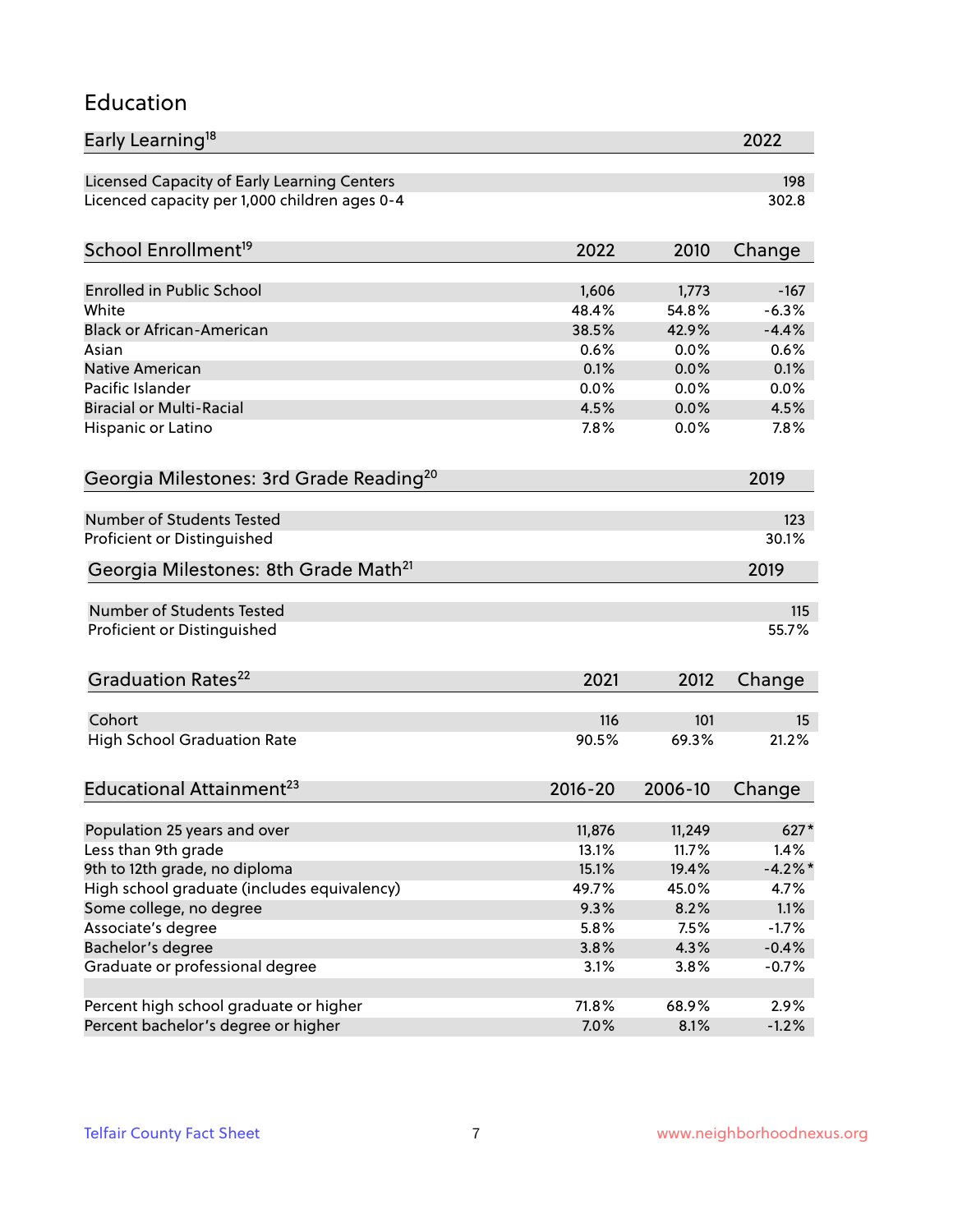## Education

| Early Learning[18] | 2022 |
|---|---|
| Licensed Capacity of Early Learning Centers | 198 |
| Licenced capacity per 1,000 children ages 0-4 | 302.8 |

| School Enrollment[19] | 2022 | 2010 | Change |
|---|---|---|---|
| Enrolled in Public School | 1,606 | 1,773 | -167 |
| White | 48.4% | 54.8% | -6.3% |
| Black or African-American | 38.5% | 42.9% | -4.4% |
| Asian | 0.6% | 0.0% | 0.6% |
| Native American | 0.1% | 0.0% | 0.1% |
| Pacific Islander | 0.0% | 0.0% | 0.0% |
| Biracial or Multi-Racial | 4.5% | 0.0% | 4.5% |
| Hispanic or Latino | 7.8% | 0.0% | 7.8% |

| Georgia Milestones: 3rd Grade Reading[20] | 2019 |
|---|---|
| Number of Students Tested | 123 |
| Proficient or Distinguished | 30.1% |

| Georgia Milestones: 8th Grade Math[21] | 2019 |
|---|---|
| Number of Students Tested | 115 |
| Proficient or Distinguished | 55.7% |

| Graduation Rates[22] | 2021 | 2012 | Change |
|---|---|---|---|
| Cohort | 116 | 101 | 15 |
| High School Graduation Rate | 90.5% | 69.3% | 21.2% |

| Educational Attainment[23] | 2016-20 | 2006-10 | Change |
|---|---|---|---|
| Population 25 years and over | 11,876 | 11,249 | 627* |
| Less than 9th grade | 13.1% | 11.7% | 1.4% |
| 9th to 12th grade, no diploma | 15.1% | 19.4% | -4.2%* |
| High school graduate (includes equivalency) | 49.7% | 45.0% | 4.7% |
| Some college, no degree | 9.3% | 8.2% | 1.1% |
| Associate's degree | 5.8% | 7.5% | -1.7% |
| Bachelor's degree | 3.8% | 4.3% | -0.4% |
| Graduate or professional degree | 3.1% | 3.8% | -0.7% |
| | | | |
| Percent high school graduate or higher | 71.8% | 68.9% | 2.9% |
| Percent bachelor's degree or higher | 7.0% | 8.1% | -1.2% |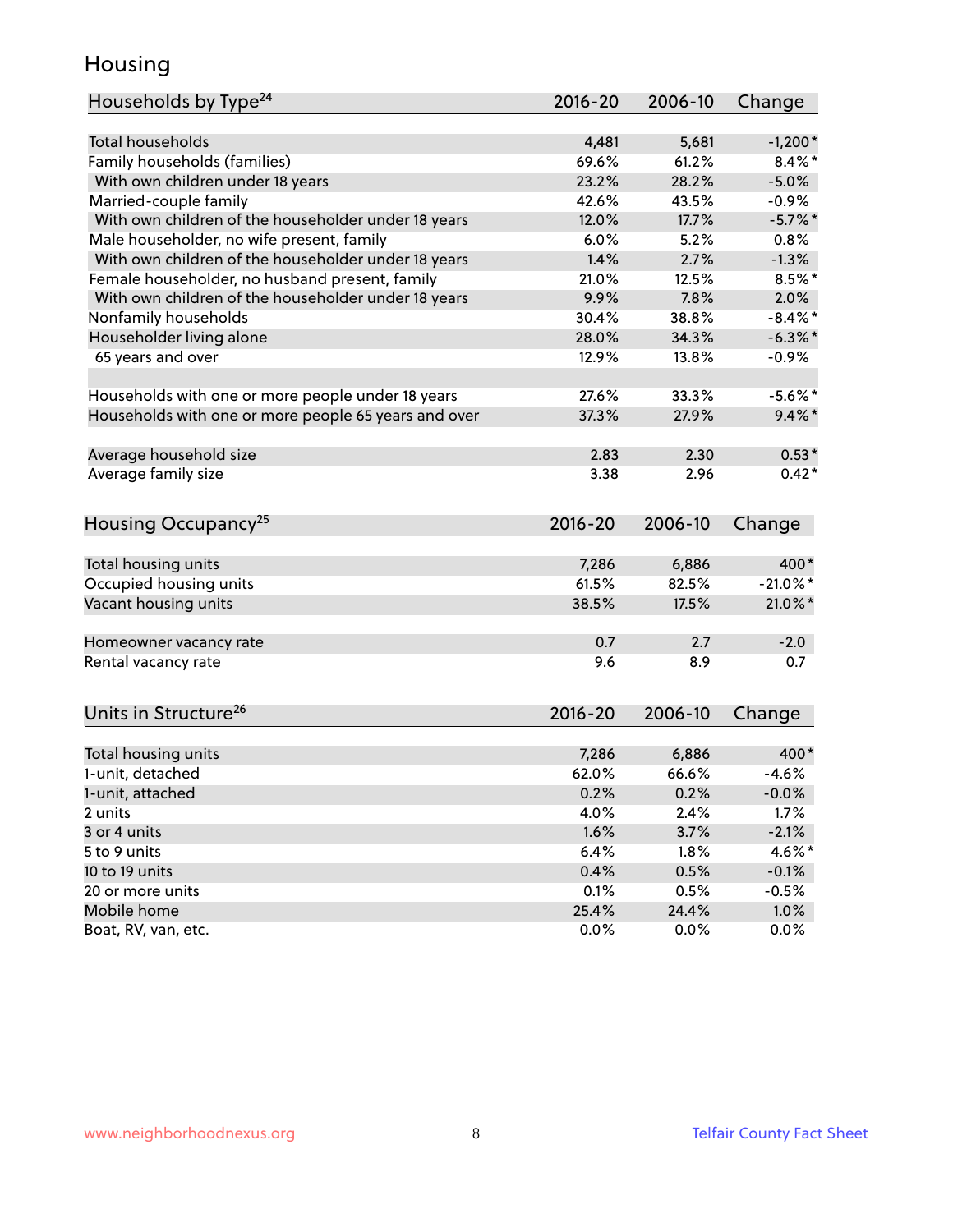# Housing

| Households by Type[24] | 2016-20 | 2006-10 | Change |
|---|---|---|---|
| Total households | 4,481 | 5,681 | -1,200* |
| Family households (families) | 69.6% | 61.2% | 8.4%* |
| With own children under 18 years | 23.2% | 28.2% | -5.0% |
| Married-couple family | 42.6% | 43.5% | -0.9% |
| With own children of the householder under 18 years | 12.0% | 17.7% | -5.7%* |
| Male householder, no wife present, family | 6.0% | 5.2% | 0.8% |
| With own children of the householder under 18 years | 1.4% | 2.7% | -1.3% |
| Female householder, no husband present, family | 21.0% | 12.5% | 8.5%* |
| With own children of the householder under 18 years | 9.9% | 7.8% | 2.0% |
| Nonfamily households | 30.4% | 38.8% | -8.4%* |
| Householder living alone | 28.0% | 34.3% | -6.3%* |
| 65 years and over | 12.9% | 13.8% | -0.9% |
| | | | |
| Households with one or more people under 18 years | 27.6% | 33.3% | -5.6%* |
| Households with one or more people 65 years and over | 37.3% | 27.9% | 9.4%* |
| | | | |
| Average household size | 2.83 | 2.30 | 0.53* |
| Average family size | 3.38 | 2.96 | 0.42* |

| Housing Occupancy[25] | 2016-20 | 2006-10 | Change |
|---|---|---|---|
| Total housing units | 7,286 | 6,886 | 400* |
| Occupied housing units | 61.5% | 82.5% | -21.0%* |
| Vacant housing units | 38.5% | 17.5% | 21.0%* |
| | | | |
| Homeowner vacancy rate | 0.7 | 2.7 | -2.0 |
| Rental vacancy rate | 9.6 | 8.9 | 0.7 |

| Units in Structure[26] | 2016-20 | 2006-10 | Change |
|---|---|---|---|
| Total housing units | 7,286 | 6,886 | 400* |
| 1-unit, detached | 62.0% | 66.6% | -4.6% |
| 1-unit, attached | 0.2% | 0.2% | -0.0% |
| 2 units | 4.0% | 2.4% | 1.7% |
| 3 or 4 units | 1.6% | 3.7% | -2.1% |
| 5 to 9 units | 6.4% | 1.8% | 4.6%* |
| 10 to 19 units | 0.4% | 0.5% | -0.1% |
| 20 or more units | 0.1% | 0.5% | -0.5% |
| Mobile home | 25.4% | 24.4% | 1.0% |
| Boat, RV, van, etc. | 0.0% | 0.0% | 0.0% |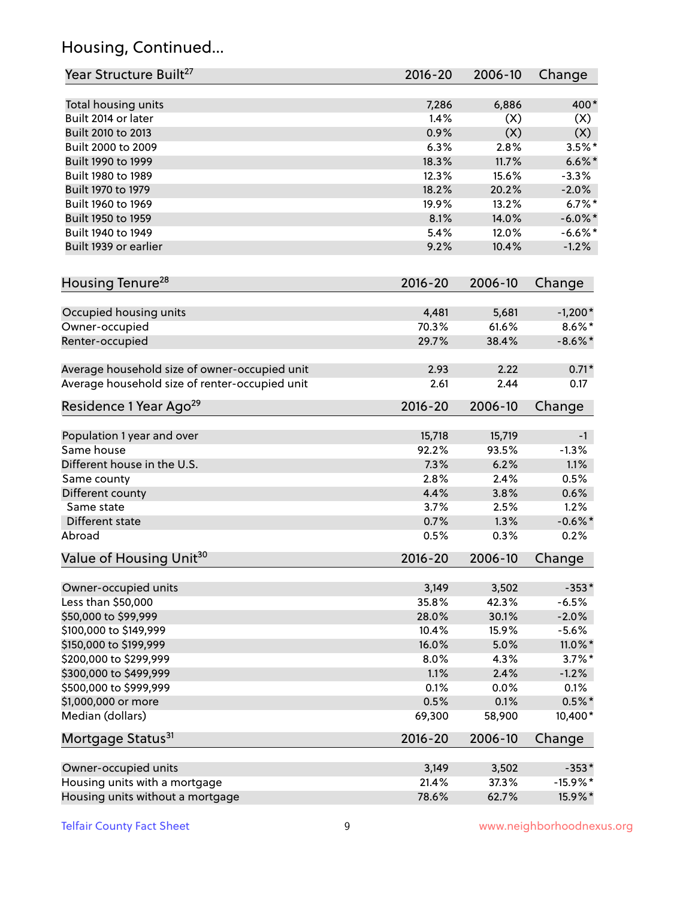## Housing, Continued...

| Year Structure Built[27] | 2016-20 | 2006-10 | Change |
|---|---|---|---|
| Total housing units | 7,286 | 6,886 | 400* |
| Built 2014 or later | 1.4% | (X) | (X) |
| Built 2010 to 2013 | 0.9% | (X) | (X) |
| Built 2000 to 2009 | 6.3% | 2.8% | 3.5%* |
| Built 1990 to 1999 | 18.3% | 11.7% | 6.6%* |
| Built 1980 to 1989 | 12.3% | 15.6% | -3.3% |
| Built 1970 to 1979 | 18.2% | 20.2% | -2.0% |
| Built 1960 to 1969 | 19.9% | 13.2% | 6.7%* |
| Built 1950 to 1959 | 8.1% | 14.0% | -6.0%* |
| Built 1940 to 1949 | 5.4% | 12.0% | -6.6%* |
| Built 1939 or earlier | 9.2% | 10.4% | -1.2% |

| Housing Tenure[28] | 2016-20 | 2006-10 | Change |
|---|---|---|---|
| Occupied housing units | 4,481 | 5,681 | -1,200* |
| Owner-occupied | 70.3% | 61.6% | 8.6%* |
| Renter-occupied | 29.7% | 38.4% | -8.6%* |
| Average household size of owner-occupied unit | 2.93 | 2.22 | 0.71* |
| Average household size of renter-occupied unit | 2.61 | 2.44 | 0.17 |

| Residence 1 Year Ago[29] | 2016-20 | 2006-10 | Change |
|---|---|---|---|
| Population 1 year and over | 15,718 | 15,719 | -1 |
| Same house | 92.2% | 93.5% | -1.3% |
| Different house in the U.S. | 7.3% | 6.2% | 1.1% |
| Same county | 2.8% | 2.4% | 0.5% |
| Different county | 4.4% | 3.8% | 0.6% |
| Same state | 3.7% | 2.5% | 1.2% |
| Different state | 0.7% | 1.3% | -0.6%* |
| Abroad | 0.5% | 0.3% | 0.2% |

| Value of Housing Unit[30] | 2016-20 | 2006-10 | Change |
|---|---|---|---|
| Owner-occupied units | 3,149 | 3,502 | -353* |
| Less than $50,000 | 35.8% | 42.3% | -6.5% |
| $50,000 to $99,999 | 28.0% | 30.1% | -2.0% |
| $100,000 to $149,999 | 10.4% | 15.9% | -5.6% |
| $150,000 to $199,999 | 16.0% | 5.0% | 11.0%* |
| $200,000 to $299,999 | 8.0% | 4.3% | 3.7%* |
| $300,000 to $499,999 | 1.1% | 2.4% | -1.2% |
| $500,000 to $999,999 | 0.1% | 0.0% | 0.1% |
| $1,000,000 or more | 0.5% | 0.1% | 0.5%* |
| Median (dollars) | 69,300 | 58,900 | 10,400* |

| Mortgage Status[31] | 2016-20 | 2006-10 | Change |
|---|---|---|---|
| Owner-occupied units | 3,149 | 3,502 | -353* |
| Housing units with a mortgage | 21.4% | 37.3% | -15.9%* |
| Housing units without a mortgage | 78.6% | 62.7% | 15.9%* |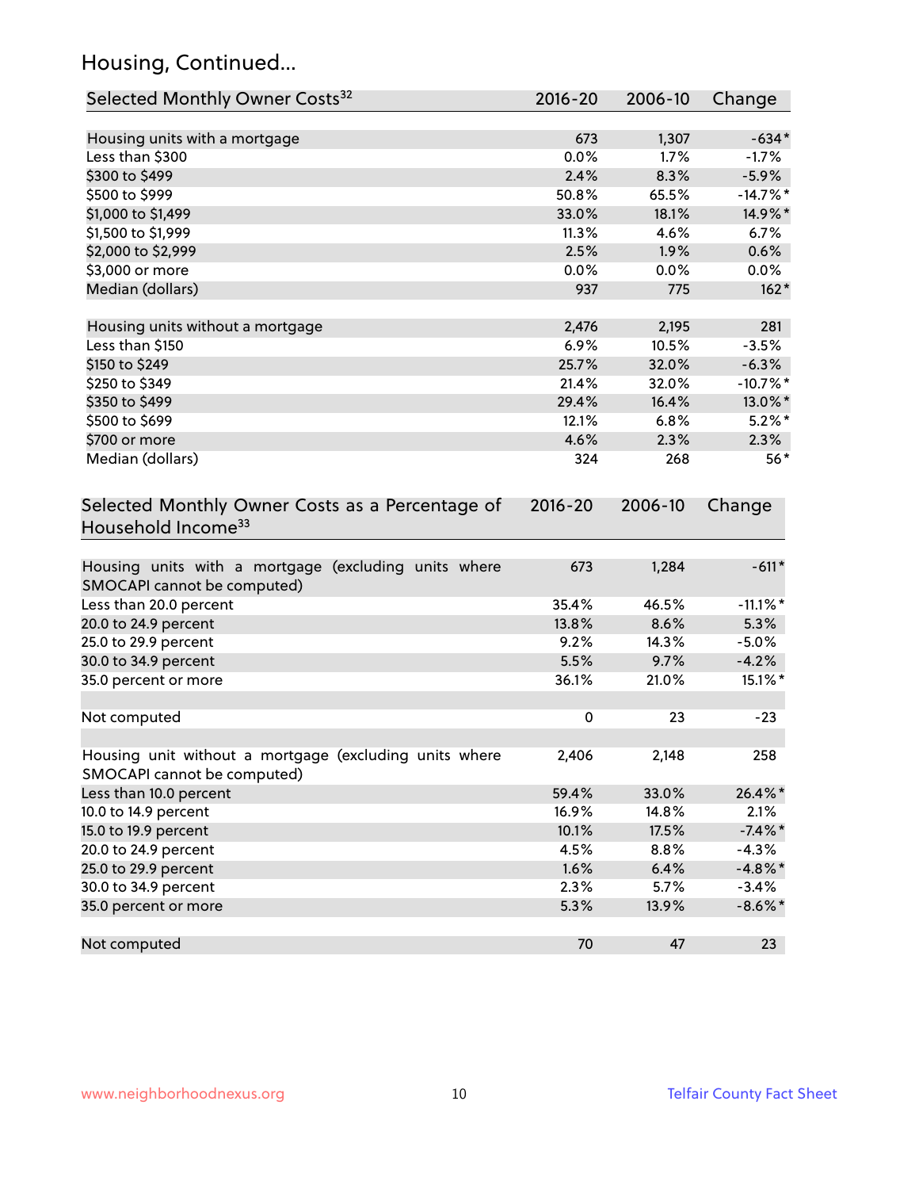## Housing, Continued...

| Selected Monthly Owner Costs[32] | 2016-20 | 2006-10 | Change |
|---|---|---|---|
| Housing units with a mortgage | 673 | 1,307 | -634* |
| Less than $300 | 0.0% | 1.7% | -1.7% |
| $300 to $499 | 2.4% | 8.3% | -5.9% |
| $500 to $999 | 50.8% | 65.5% | -14.7%* |
| $1,000 to $1,499 | 33.0% | 18.1% | 14.9%* |
| $1,500 to $1,999 | 11.3% | 4.6% | 6.7% |
| $2,000 to $2,999 | 2.5% | 1.9% | 0.6% |
| $3,000 or more | 0.0% | 0.0% | 0.0% |
| Median (dollars) | 937 | 775 | 162* |
| | | | |
| Housing units without a mortgage | 2,476 | 2,195 | 281 |
| Less than $150 | 6.9% | 10.5% | -3.5% |
| $150 to $249 | 25.7% | 32.0% | -6.3% |
| $250 to $349 | 21.4% | 32.0% | -10.7%* |
| $350 to $499 | 29.4% | 16.4% | 13.0%* |
| $500 to $699 | 12.1% | 6.8% | 5.2%* |
| $700 or more | 4.6% | 2.3% | 2.3% |
| Median (dollars) | 324 | 268 | 56* |

| Selected Monthly Owner Costs as a Percentage of Household Income[33] | 2016-20 | 2006-10 | Change |
|---|---|---|---|
| Housing units with a mortgage (excluding units where SMOCAPI cannot be computed) | 673 | 1,284 | -611* |
| Less than 20.0 percent | 35.4% | 46.5% | -11.1%* |
| 20.0 to 24.9 percent | 13.8% | 8.6% | 5.3% |
| 25.0 to 29.9 percent | 9.2% | 14.3% | -5.0% |
| 30.0 to 34.9 percent | 5.5% | 9.7% | -4.2% |
| 35.0 percent or more | 36.1% | 21.0% | 15.1%* |
| | | | |
| Not computed | 0 | 23 | -23 |
| | | | |
| Housing unit without a mortgage (excluding units where SMOCAPI cannot be computed) | 2,406 | 2,148 | 258 |
| Less than 10.0 percent | 59.4% | 33.0% | 26.4%* |
| 10.0 to 14.9 percent | 16.9% | 14.8% | 2.1% |
| 15.0 to 19.9 percent | 10.1% | 17.5% | -7.4%* |
| 20.0 to 24.9 percent | 4.5% | 8.8% | -4.3% |
| 25.0 to 29.9 percent | 1.6% | 6.4% | -4.8%* |
| 30.0 to 34.9 percent | 2.3% | 5.7% | -3.4% |
| 35.0 percent or more | 5.3% | 13.9% | -8.6%* |
| | | | |
| Not computed | 70 | 47 | 23 |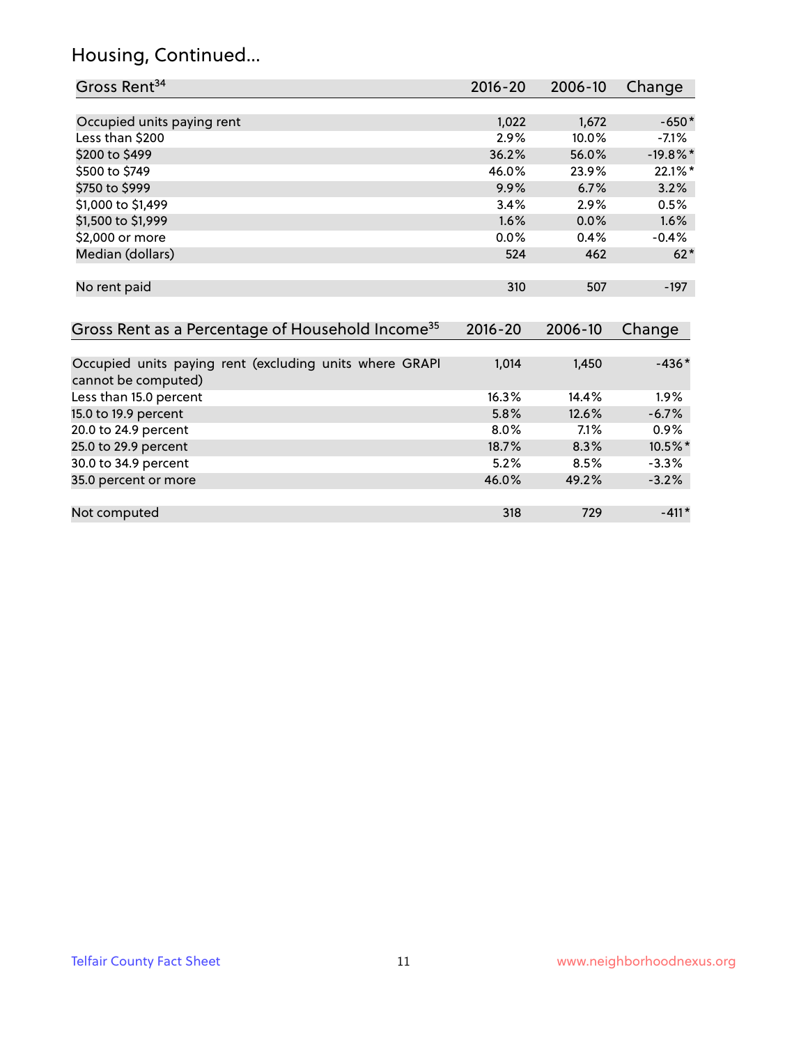## Housing, Continued...

| Gross Rent[34] | 2016-20 | 2006-10 | Change |
|---|---|---|---|
| Occupied units paying rent | 1,022 | 1,672 | -650* |
| Less than $200 | 2.9% | 10.0% | -7.1% |
| $200 to $499 | 36.2% | 56.0% | -19.8%* |
| $500 to $749 | 46.0% | 23.9% | 22.1%* |
| $750 to $999 | 9.9% | 6.7% | 3.2% |
| $1,000 to $1,499 | 3.4% | 2.9% | 0.5% |
| $1,500 to $1,999 | 1.6% | 0.0% | 1.6% |
| $2,000 or more | 0.0% | 0.4% | -0.4% |
| Median (dollars) | 524 | 462 | 62* |
| No rent paid | 310 | 507 | -197 |

| Gross Rent as a Percentage of Household Income[35] | 2016-20 | 2006-10 | Change |
|---|---|---|---|
| Occupied units paying rent (excluding units where GRAPI cannot be computed) | 1,014 | 1,450 | -436* |
| Less than 15.0 percent | 16.3% | 14.4% | 1.9% |
| 15.0 to 19.9 percent | 5.8% | 12.6% | -6.7% |
| 20.0 to 24.9 percent | 8.0% | 7.1% | 0.9% |
| 25.0 to 29.9 percent | 18.7% | 8.3% | 10.5%* |
| 30.0 to 34.9 percent | 5.2% | 8.5% | -3.3% |
| 35.0 percent or more | 46.0% | 49.2% | -3.2% |
| Not computed | 318 | 729 | -411* |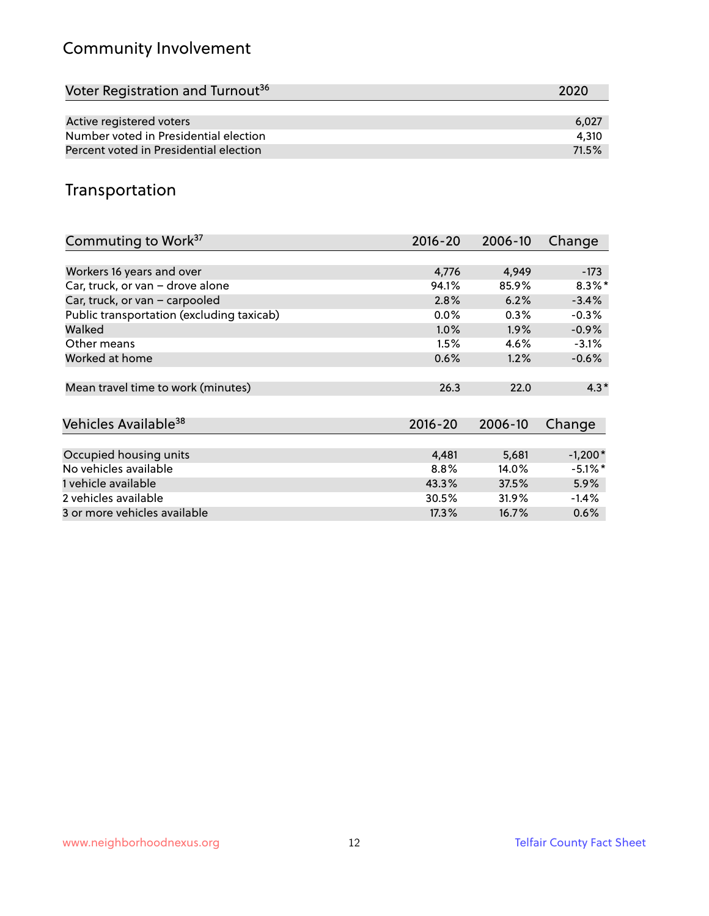## Community Involvement

| Voter Registration and Turnout[36] | 2020 |
|---|---|
| Active registered voters | 6,027 |
| Number voted in Presidential election | 4,310 |
| Percent voted in Presidential election | 71.5% |

## Transportation

| Commuting to Work[37] | 2016-20 | 2006-10 | Change |
|---|---|---|---|
| Workers 16 years and over | 4,776 | 4,949 | -173 |
| Car, truck, or van – drove alone | 94.1% | 85.9% | 8.3%* |
| Car, truck, or van – carpooled | 2.8% | 6.2% | -3.4% |
| Public transportation (excluding taxicab) | 0.0% | 0.3% | -0.3% |
| Walked | 1.0% | 1.9% | -0.9% |
| Other means | 1.5% | 4.6% | -3.1% |
| Worked at home | 0.6% | 1.2% | -0.6% |
| Mean travel time to work (minutes) | 26.3 | 22.0 | 4.3* |

| Vehicles Available[38] | 2016-20 | 2006-10 | Change |
|---|---|---|---|
| Occupied housing units | 4,481 | 5,681 | -1,200* |
| No vehicles available | 8.8% | 14.0% | -5.1%* |
| 1 vehicle available | 43.3% | 37.5% | 5.9% |
| 2 vehicles available | 30.5% | 31.9% | -1.4% |
| 3 or more vehicles available | 17.3% | 16.7% | 0.6% |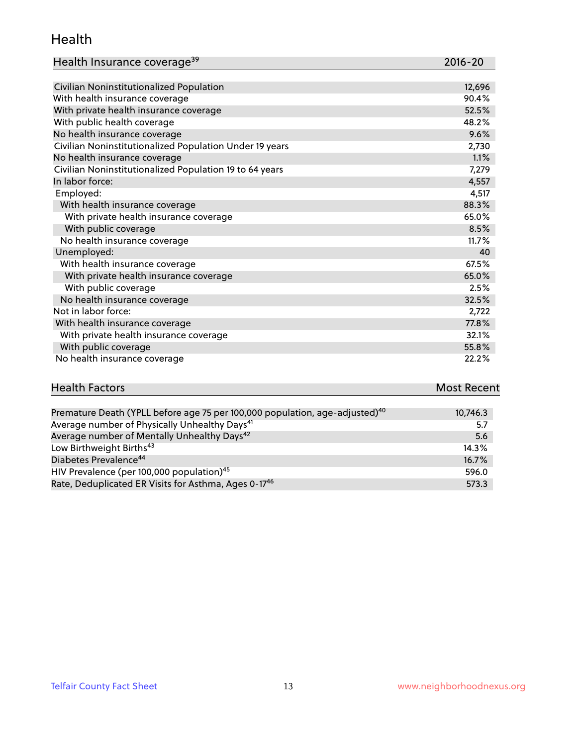## Health

| Health Insurance coverage[39] | 2016-20 |
|---|---|
| Civilian Noninstitutionalized Population | 12,696 |
| With health insurance coverage | 90.4% |
| With private health insurance coverage | 52.5% |
| With public health coverage | 48.2% |
| No health insurance coverage | 9.6% |
| Civilian Noninstitutionalized Population Under 19 years | 2,730 |
| No health insurance coverage | 1.1% |
| Civilian Noninstitutionalized Population 19 to 64 years | 7,279 |
| In labor force: | 4,557 |
| Employed: | 4,517 |
| With health insurance coverage | 88.3% |
| With private health insurance coverage | 65.0% |
| With public coverage | 8.5% |
| No health insurance coverage | 11.7% |
| Unemployed: | 40 |
| With health insurance coverage | 67.5% |
| With private health insurance coverage | 65.0% |
| With public coverage | 2.5% |
| No health insurance coverage | 32.5% |
| Not in labor force: | 2,722 |
| With health insurance coverage | 77.8% |
| With private health insurance coverage | 32.1% |
| With public coverage | 55.8% |
| No health insurance coverage | 22.2% |

| Health Factors | Most Recent |
|---|---|
| Premature Death (YPLL before age 75 per 100,000 population, age-adjusted)[40] | 10,746.3 |
| Average number of Physically Unhealthy Days[41] | 5.7 |
| Average number of Mentally Unhealthy Days[42] | 5.6 |
| Low Birthweight Births[43] | 14.3% |
| Diabetes Prevalence[44] | 16.7% |
| HIV Prevalence (per 100,000 population)[45] | 596.0 |
| Rate, Deduplicated ER Visits for Asthma, Ages 0-17[46] | 573.3 |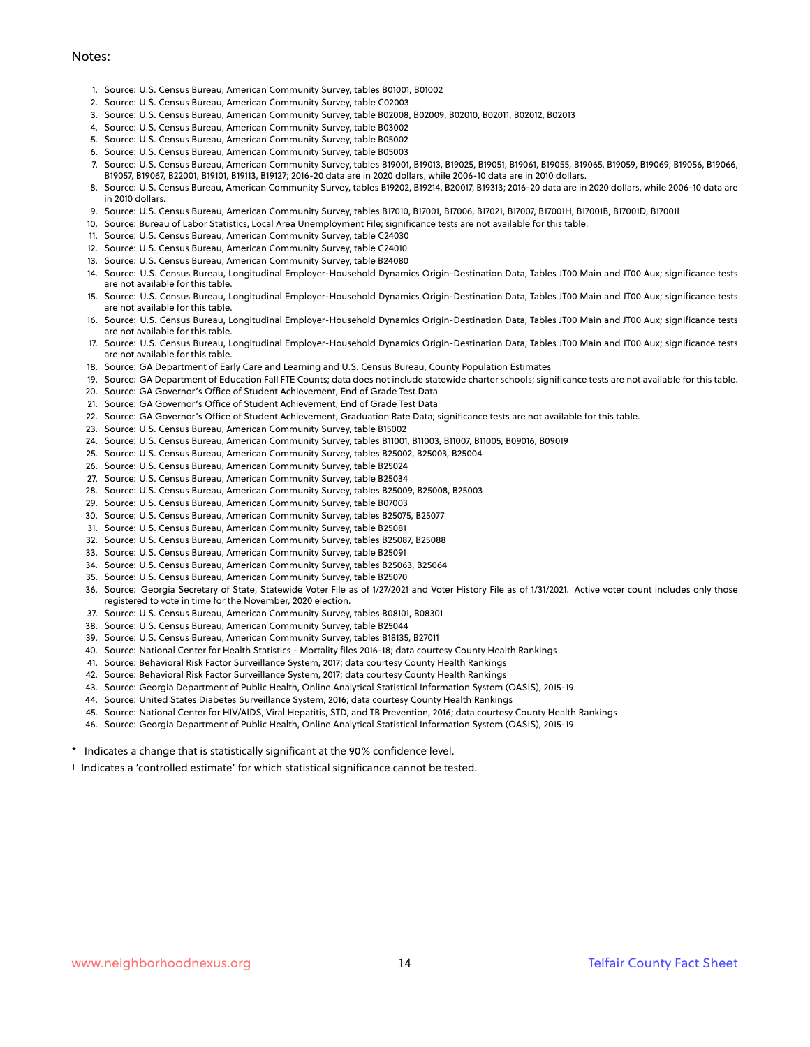Notes:

1. Source: U.S. Census Bureau, American Community Survey, tables B01001, B01002
2. Source: U.S. Census Bureau, American Community Survey, table C02003
3. Source: U.S. Census Bureau, American Community Survey, table B02008, B02009, B02010, B02011, B02012, B02013
4. Source: U.S. Census Bureau, American Community Survey, table B03002
5. Source: U.S. Census Bureau, American Community Survey, table B05002
6. Source: U.S. Census Bureau, American Community Survey, table B05003
7. Source: U.S. Census Bureau, American Community Survey, tables B19001, B19013, B19025, B19051, B19061, B19055, B19065, B19059, B19069, B19056, B19066, B19057, B19067, B22001, B19101, B19113, B19127; 2016-20 data are in 2020 dollars, while 2006-10 data are in 2010 dollars.
8. Source: U.S. Census Bureau, American Community Survey, tables B19202, B19214, B20017, B19313; 2016-20 data are in 2020 dollars, while 2006-10 data are in 2010 dollars.
9. Source: U.S. Census Bureau, American Community Survey, tables B17010, B17001, B17006, B17021, B17007, B17001H, B17001B, B17001D, B17001I
10. Source: Bureau of Labor Statistics, Local Area Unemployment File; significance tests are not available for this table.
11. Source: U.S. Census Bureau, American Community Survey, table C24030
12. Source: U.S. Census Bureau, American Community Survey, table C24010
13. Source: U.S. Census Bureau, American Community Survey, table B24080
14. Source: U.S. Census Bureau, Longitudinal Employer-Household Dynamics Origin-Destination Data, Tables JT00 Main and JT00 Aux; significance tests are not available for this table.
15. Source: U.S. Census Bureau, Longitudinal Employer-Household Dynamics Origin-Destination Data, Tables JT00 Main and JT00 Aux; significance tests are not available for this table.
16. Source: U.S. Census Bureau, Longitudinal Employer-Household Dynamics Origin-Destination Data, Tables JT00 Main and JT00 Aux; significance tests are not available for this table.
17. Source: U.S. Census Bureau, Longitudinal Employer-Household Dynamics Origin-Destination Data, Tables JT00 Main and JT00 Aux; significance tests are not available for this table.
18. Source: GA Department of Early Care and Learning and U.S. Census Bureau, County Population Estimates
19. Source: GA Department of Education Fall FTE Counts; data does not include statewide charter schools; significance tests are not available for this table.
20. Source: GA Governor's Office of Student Achievement, End of Grade Test Data
21. Source: GA Governor's Office of Student Achievement, End of Grade Test Data
22. Source: GA Governor's Office of Student Achievement, Graduation Rate Data; significance tests are not available for this table.
23. Source: U.S. Census Bureau, American Community Survey, table B15002
24. Source: U.S. Census Bureau, American Community Survey, tables B11001, B11003, B11007, B11005, B09016, B09019
25. Source: U.S. Census Bureau, American Community Survey, tables B25002, B25003, B25004
26. Source: U.S. Census Bureau, American Community Survey, table B25024
27. Source: U.S. Census Bureau, American Community Survey, table B25034
28. Source: U.S. Census Bureau, American Community Survey, tables B25009, B25008, B25003
29. Source: U.S. Census Bureau, American Community Survey, table B07003
30. Source: U.S. Census Bureau, American Community Survey, tables B25075, B25077
31. Source: U.S. Census Bureau, American Community Survey, table B25081
32. Source: U.S. Census Bureau, American Community Survey, tables B25087, B25088
33. Source: U.S. Census Bureau, American Community Survey, table B25091
34. Source: U.S. Census Bureau, American Community Survey, tables B25063, B25064
35. Source: U.S. Census Bureau, American Community Survey, table B25070
36. Source: Georgia Secretary of State, Statewide Voter File as of 1/27/2021 and Voter History File as of 1/31/2021. Active voter count includes only those registered to vote in time for the November, 2020 election.
37. Source: U.S. Census Bureau, American Community Survey, tables B08101, B08301
38. Source: U.S. Census Bureau, American Community Survey, table B25044
39. Source: U.S. Census Bureau, American Community Survey, tables B18135, B27011
40. Source: National Center for Health Statistics - Mortality files 2016-18; data courtesy County Health Rankings
41. Source: Behavioral Risk Factor Surveillance System, 2017; data courtesy County Health Rankings
42. Source: Behavioral Risk Factor Surveillance System, 2017; data courtesy County Health Rankings
43. Source: Georgia Department of Public Health, Online Analytical Statistical Information System (OASIS), 2015-19
44. Source: United States Diabetes Surveillance System, 2016; data courtesy County Health Rankings
45. Source: National Center for HIV/AIDS, Viral Hepatitis, STD, and TB Prevention, 2016; data courtesy County Health Rankings
46. Source: Georgia Department of Public Health, Online Analytical Statistical Information System (OASIS), 2015-19

\* Indicates a change that is statistically significant at the 90% confidence level.

† Indicates a 'controlled estimate' for which statistical significance cannot be tested.